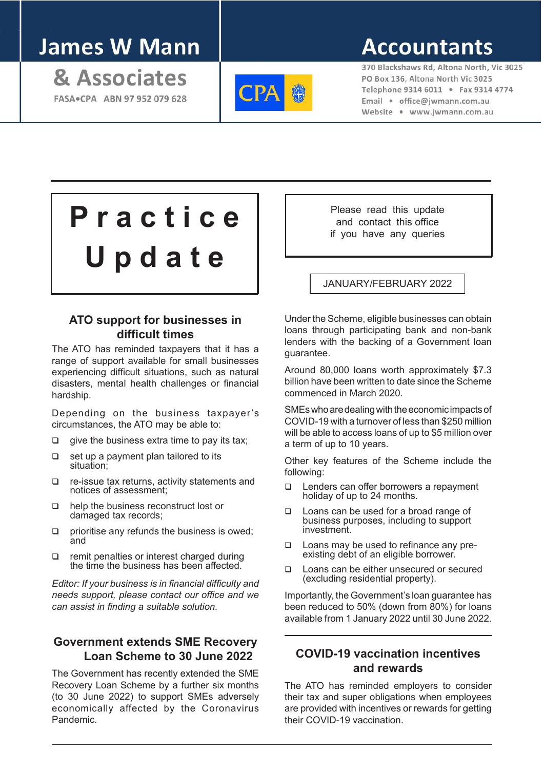# James W Mann & Associates

FASA•CPA ABN 97 952 079 628

CPA

## Accountants

370 Blackshaws Rd, Altona North, Vic 3025
PO Box 136, Altona North Vic 3025
Telephone 9314 6011 • Fax 9314 4774
Email • office@jwmann.com.au
Website • www.jwmann.com.au

# Practice Update

Please read this update and contact this office if you have any queries

JANUARY/FEBRUARY 2022

## ATO support for businesses in difficult times

The ATO has reminded taxpayers that it has a range of support available for small businesses experiencing difficult situations, such as natural disasters, mental health challenges or financial hardship.

Depending on the business taxpayer's circumstances, the ATO may be able to:

- give the business extra time to pay its tax;
- set up a payment plan tailored to its situation;
- re-issue tax returns, activity statements and notices of assessment;
- help the business reconstruct lost or damaged tax records;
- prioritise any refunds the business is owed; and
- remit penalties or interest charged during the time the business has been affected.

*Editor: If your business is in financial difficulty and needs support, please contact our office and we can assist in finding a suitable solution.*

## Government extends SME Recovery Loan Scheme to 30 June 2022

The Government has recently extended the SME Recovery Loan Scheme by a further six months (to 30 June 2022) to support SMEs adversely economically affected by the Coronavirus Pandemic.

Under the Scheme, eligible businesses can obtain loans through participating bank and non-bank lenders with the backing of a Government loan guarantee.

Around 80,000 loans worth approximately $7.3 billion have been written to date since the Scheme commenced in March 2020.

SMEs who are dealing with the economic impacts of COVID-19 with a turnover of less than $250 million will be able to access loans of up to $5 million over a term of up to 10 years.

Other key features of the Scheme include the following:

- Lenders can offer borrowers a repayment holiday of up to 24 months.
- Loans can be used for a broad range of business purposes, including to support investment.
- Loans may be used to refinance any pre-existing debt of an eligible borrower.
- Loans can be either unsecured or secured (excluding residential property).

Importantly, the Government's loan guarantee has been reduced to 50% (down from 80%) for loans available from 1 January 2022 until 30 June 2022.

## COVID-19 vaccination incentives and rewards

The ATO has reminded employers to consider their tax and super obligations when employees are provided with incentives or rewards for getting their COVID-19 vaccination.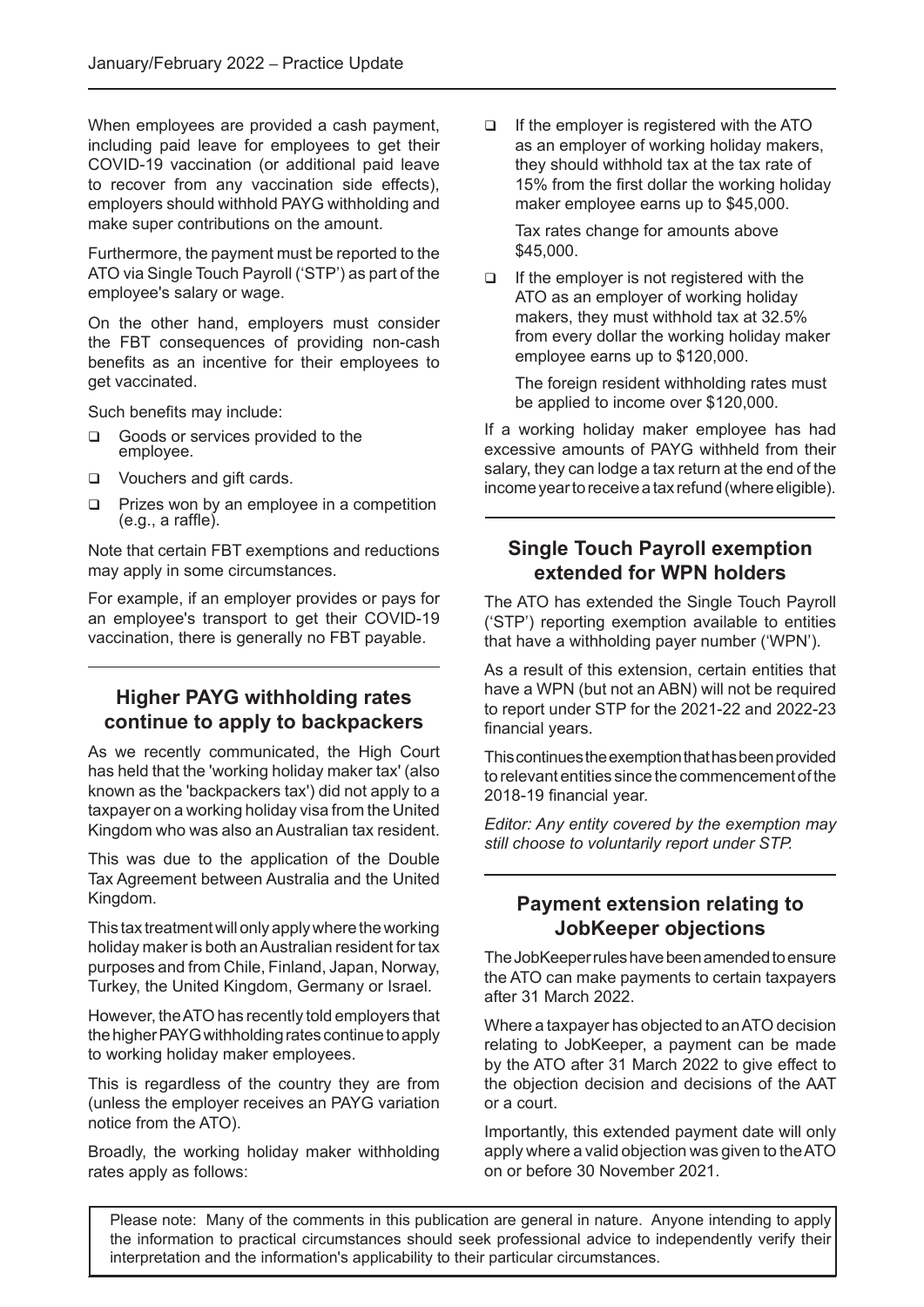When employees are provided a cash payment, including paid leave for employees to get their COVID-19 vaccination (or additional paid leave to recover from any vaccination side effects), employers should withhold PAYG withholding and make super contributions on the amount.

Furthermore, the payment must be reported to the ATO via Single Touch Payroll ('STP') as part of the employee's salary or wage.

On the other hand, employers must consider the FBT consequences of providing non-cash benefits as an incentive for their employees to get vaccinated.

Such benefits may include:

- Goods or services provided to the employee.
- Vouchers and gift cards.
- Prizes won by an employee in a competition (e.g., a raffle).

Note that certain FBT exemptions and reductions may apply in some circumstances.

For example, if an employer provides or pays for an employee's transport to get their COVID-19 vaccination, there is generally no FBT payable.

## Higher PAYG withholding rates continue to apply to backpackers

As we recently communicated, the High Court has held that the 'working holiday maker tax' (also known as the 'backpackers tax') did not apply to a taxpayer on a working holiday visa from the United Kingdom who was also an Australian tax resident.

This was due to the application of the Double Tax Agreement between Australia and the United Kingdom.

This tax treatment will only apply where the working holiday maker is both an Australian resident for tax purposes and from Chile, Finland, Japan, Norway, Turkey, the United Kingdom, Germany or Israel.

However, the ATO has recently told employers that the higher PAYG withholding rates continue to apply to working holiday maker employees.

This is regardless of the country they are from (unless the employer receives an PAYG variation notice from the ATO).

Broadly, the working holiday maker withholding rates apply as follows:

- If the employer is registered with the ATO as an employer of working holiday makers, they should withhold tax at the tax rate of 15% from the first dollar the working holiday maker employee earns up to $45,000.

  Tax rates change for amounts above $45,000.

- If the employer is not registered with the ATO as an employer of working holiday makers, they must withhold tax at 32.5% from every dollar the working holiday maker employee earns up to $120,000.

  The foreign resident withholding rates must be applied to income over $120,000.

If a working holiday maker employee has had excessive amounts of PAYG withheld from their salary, they can lodge a tax return at the end of the income year to receive a tax refund (where eligible).

## Single Touch Payroll exemption extended for WPN holders

The ATO has extended the Single Touch Payroll ('STP') reporting exemption available to entities that have a withholding payer number ('WPN').

As a result of this extension, certain entities that have a WPN (but not an ABN) will not be required to report under STP for the 2021-22 and 2022-23 financial years.

This continues the exemption that has been provided to relevant entities since the commencement of the 2018-19 financial year.

*Editor: Any entity covered by the exemption may still choose to voluntarily report under STP.*

## Payment extension relating to JobKeeper objections

The JobKeeper rules have been amended to ensure the ATO can make payments to certain taxpayers after 31 March 2022.

Where a taxpayer has objected to an ATO decision relating to JobKeeper, a payment can be made by the ATO after 31 March 2022 to give effect to the objection decision and decisions of the AAT or a court.

Importantly, this extended payment date will only apply where a valid objection was given to the ATO on or before 30 November 2021.

Please note: Many of the comments in this publication are general in nature. Anyone intending to apply the information to practical circumstances should seek professional advice to independently verify their interpretation and the information's applicability to their particular circumstances.